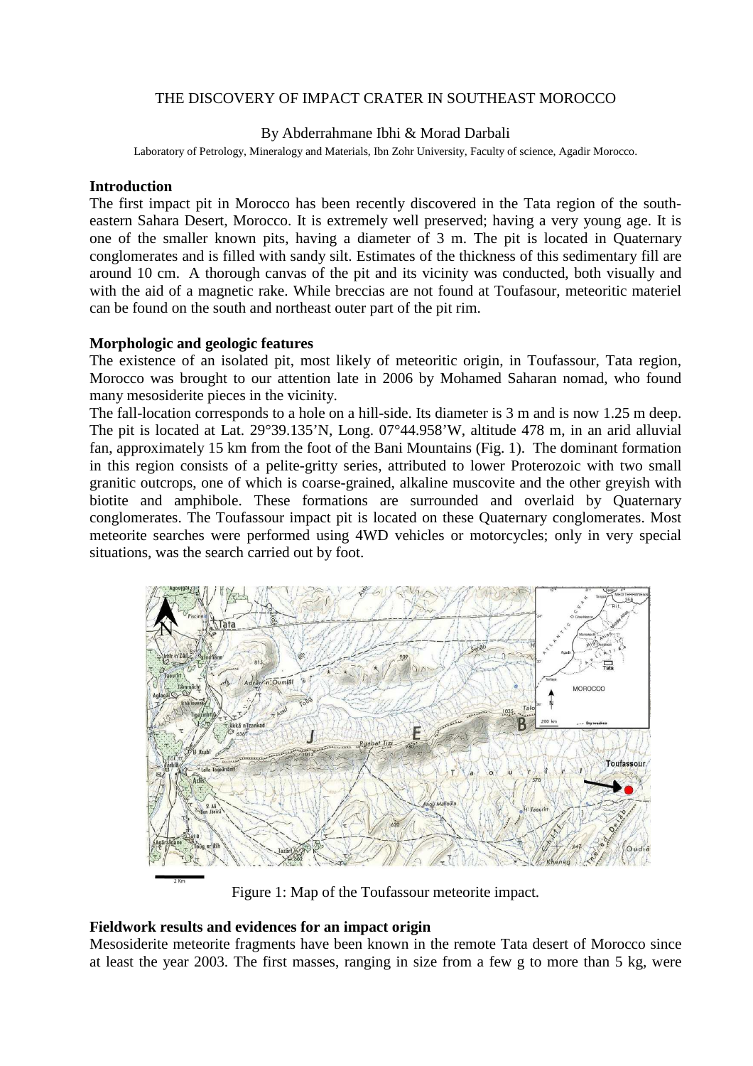THE DISCOVERY OF IMPACT CRATER IN SOUTHEAST MOROCCO

By Abderrahmane Ibhi & Morad Darbali

Laboratory of Petrology, Mineralogy and Materials, Ibn Zohr University, Faculty of science, Agadir Morocco.

## Introduction

The first impact pit in Morocco has been recently discovered in the Tata region of the south-eastern Sahara Desert, Morocco. It is extremely well preserved; having a very young age. It is one of the smaller known pits, having a diameter of 3 m. The pit is located in Quaternary conglomerates and is filled with sandy silt. Estimates of the thickness of this sedimentary fill are around 10 cm. A thorough canvas of the pit and its vicinity was conducted, both visually and with the aid of a magnetic rake. While breccias are not found at Toufasour, meteoritic materiel can be found on the south and northeast outer part of the pit rim.

## Morphologic and geologic features

The existence of an isolated pit, most likely of meteoritic origin, in Toufassour, Tata region, Morocco was brought to our attention late in 2006 by Mohamed Saharan nomad, who found many mesosiderite pieces in the vicinity.

The fall-location corresponds to a hole on a hill-side. Its diameter is 3 m and is now 1.25 m deep. The pit is located at Lat. 29°39.135'N, Long. 07°44.958'W, altitude 478 m, in an arid alluvial fan, approximately 15 km from the foot of the Bani Mountains (Fig. 1). The dominant formation in this region consists of a pelite-gritty series, attributed to lower Proterozoic with two small granitic outcrops, one of which is coarse-grained, alkaline muscovite and the other greyish with biotite and amphibole. These formations are surrounded and overlaid by Quaternary conglomerates. The Toufassour impact pit is located on these Quaternary conglomerates. Most meteorite searches were performed using 4WD vehicles or motorcycles; only in very special situations, was the search carried out by foot.

Figure 1: Map of the Toufassour meteorite impact.

## Fieldwork results and evidences for an impact origin

Mesosiderite meteorite fragments have been known in the remote Tata desert of Morocco since at least the year 2003. The first masses, ranging in size from a few g to more than 5 kg, were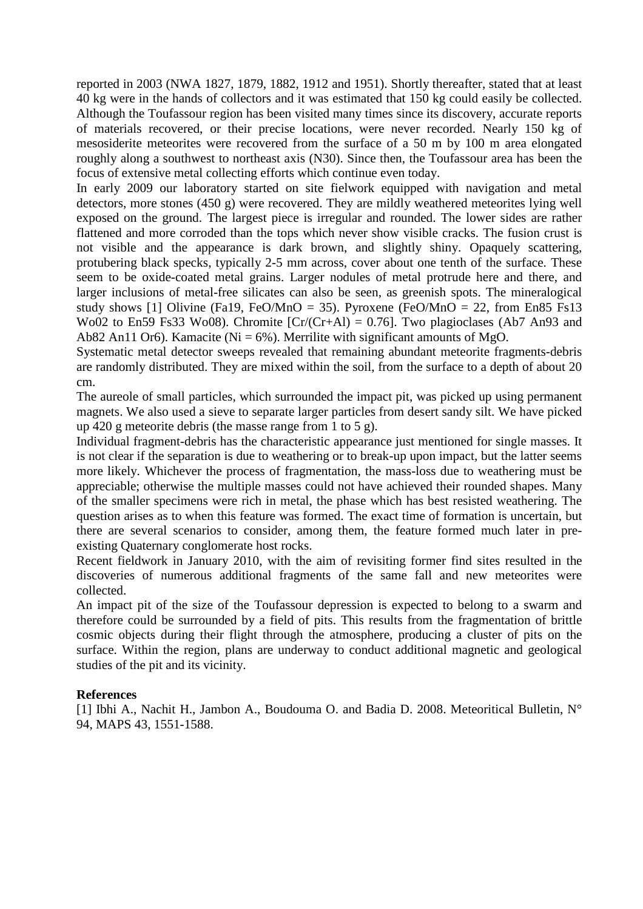reported in 2003 (NWA 1827, 1879, 1882, 1912 and 1951). Shortly thereafter, stated that at least 40 kg were in the hands of collectors and it was estimated that 150 kg could easily be collected. Although the Toufassour region has been visited many times since its discovery, accurate reports of materials recovered, or their precise locations, were never recorded. Nearly 150 kg of mesosiderite meteorites were recovered from the surface of a 50 m by 100 m area elongated roughly along a southwest to northeast axis (N30). Since then, the Toufassour area has been the focus of extensive metal collecting efforts which continue even today.

In early 2009 our laboratory started on site fielwork equipped with navigation and metal detectors, more stones (450 g) were recovered. They are mildly weathered meteorites lying well exposed on the ground. The largest piece is irregular and rounded. The lower sides are rather flattened and more corroded than the tops which never show visible cracks. The fusion crust is not visible and the appearance is dark brown, and slightly shiny. Opaquely scattering, protubering black specks, typically 2-5 mm across, cover about one tenth of the surface. These seem to be oxide-coated metal grains. Larger nodules of metal protrude here and there, and larger inclusions of metal-free silicates can also be seen, as greenish spots. The mineralogical study shows [1] Olivine (Fa19, FeO/MnO = 35). Pyroxene (FeO/MnO = 22, from En85 Fs13 Wo02 to En59 Fs33 Wo08). Chromite [Cr/(Cr+Al) = 0.76]. Two plagioclases (Ab7 An93 and Ab82 An11 Or6). Kamacite (Ni = 6%). Merrilite with significant amounts of MgO.

Systematic metal detector sweeps revealed that remaining abundant meteorite fragments-debris are randomly distributed. They are mixed within the soil, from the surface to a depth of about 20 cm.

The aureole of small particles, which surrounded the impact pit, was picked up using permanent magnets. We also used a sieve to separate larger particles from desert sandy silt. We have picked up 420 g meteorite debris (the masse range from 1 to 5 g).

Individual fragment-debris has the characteristic appearance just mentioned for single masses. It is not clear if the separation is due to weathering or to break-up upon impact, but the latter seems more likely. Whichever the process of fragmentation, the mass-loss due to weathering must be appreciable; otherwise the multiple masses could not have achieved their rounded shapes. Many of the smaller specimens were rich in metal, the phase which has best resisted weathering. The question arises as to when this feature was formed. The exact time of formation is uncertain, but there are several scenarios to consider, among them, the feature formed much later in pre-existing Quaternary conglomerate host rocks.

Recent fieldwork in January 2010, with the aim of revisiting former find sites resulted in the discoveries of numerous additional fragments of the same fall and new meteorites were collected.

An impact pit of the size of the Toufassour depression is expected to belong to a swarm and therefore could be surrounded by a field of pits. This results from the fragmentation of brittle cosmic objects during their flight through the atmosphere, producing a cluster of pits on the surface. Within the region, plans are underway to conduct additional magnetic and geological studies of the pit and its vicinity.

## References

[1] Ibhi A., Nachit H., Jambon A., Boudouma O. and Badia D. 2008. Meteoritical Bulletin, N° 94, MAPS 43, 1551-1588.